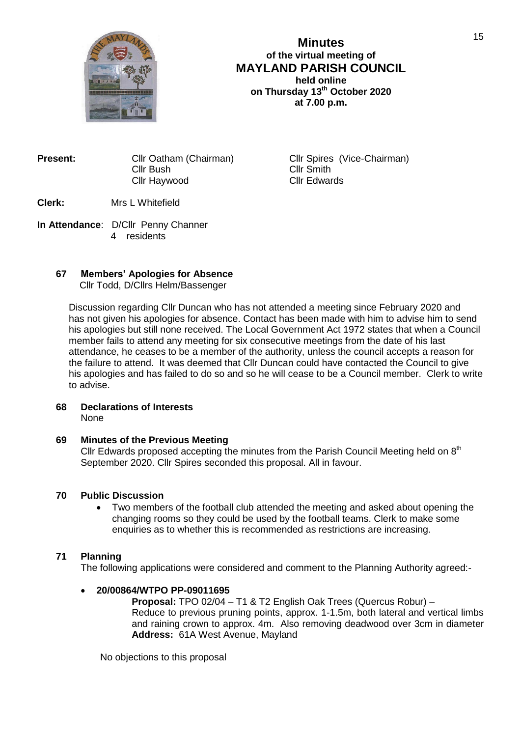# Minutes
**of the virtual meeting of**
## MAYLAND PARISH COUNCIL
**held online**
**on Thursday 13th October 2020**
**at 7.00 p.m.**

**Present:** Cllr Oatham (Chairman), Cllr Spires (Vice-Chairman), Cllr Bush, Cllr Smith, Cllr Haywood, Cllr Edwards

**Clerk:** Mrs L Whitefield

**In Attendance**: D/Cllr Penny Channer
4 residents

### 67 Members' Apologies for Absence

Cllr Todd, D/Cllrs Helm/Bassenger

Discussion regarding Cllr Duncan who has not attended a meeting since February 2020 and has not given his apologies for absence. Contact has been made with him to advise him to send his apologies but still none received. The Local Government Act 1972 states that when a Council member fails to attend any meeting for six consecutive meetings from the date of his last attendance, he ceases to be a member of the authority, unless the council accepts a reason for the failure to attend. It was deemed that Cllr Duncan could have contacted the Council to give his apologies and has failed to do so and so he will cease to be a Council member. Clerk to write to advise.

### 68 Declarations of Interests

None

### 69 Minutes of the Previous Meeting

Cllr Edwards proposed accepting the minutes from the Parish Council Meeting held on 8th September 2020. Cllr Spires seconded this proposal. All in favour.

### 70 Public Discussion

- Two members of the football club attended the meeting and asked about opening the changing rooms so they could be used by the football teams. Clerk to make some enquiries as to whether this is recommended as restrictions are increasing.

### 71 Planning

The following applications were considered and comment to the Planning Authority agreed:-

- **20/00864/WTPO PP-09011695**

  **Proposal:** TPO 02/04 – T1 & T2 English Oak Trees (Quercus Robur) – Reduce to previous pruning points, approx. 1-1.5m, both lateral and vertical limbs and raining crown to approx. 4m. Also removing deadwood over 3cm in diameter
  **Address:** 61A West Avenue, Mayland

  No objections to this proposal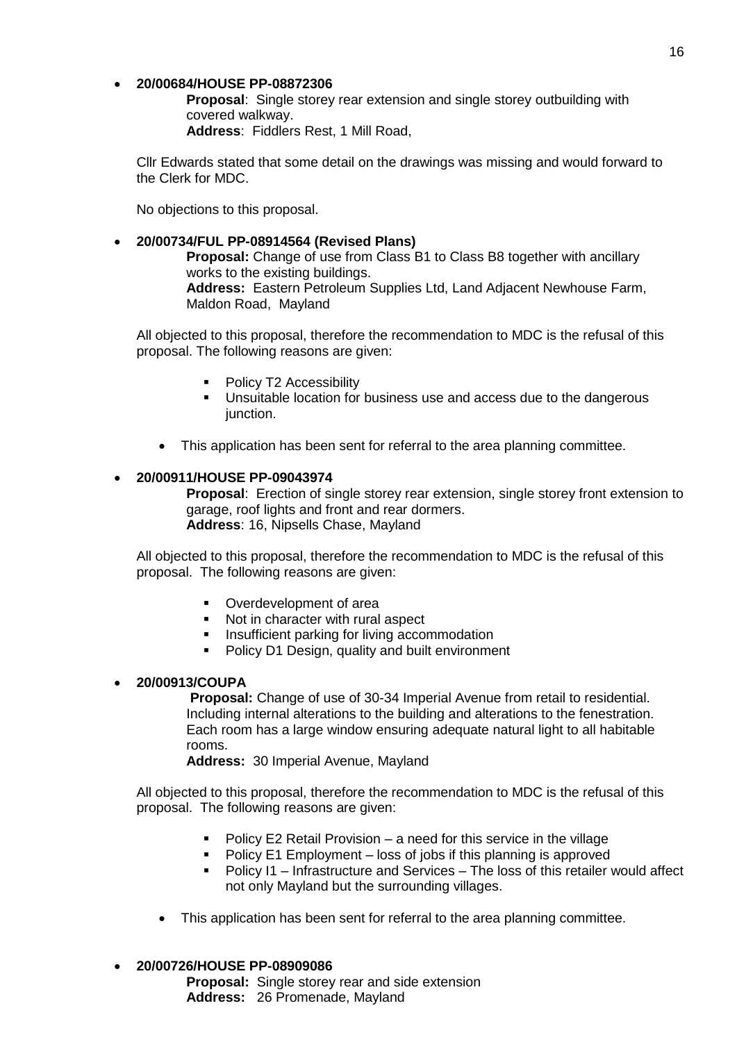- **20/00684/HOUSE PP-08872306**

  **Proposal**: Single storey rear extension and single storey outbuilding with covered walkway.
  **Address**: Fiddlers Rest, 1 Mill Road,

  Cllr Edwards stated that some detail on the drawings was missing and would forward to the Clerk for MDC.

  No objections to this proposal.

- **20/00734/FUL PP-08914564 (Revised Plans)**

  **Proposal:** Change of use from Class B1 to Class B8 together with ancillary works to the existing buildings.
  **Address:** Eastern Petroleum Supplies Ltd, Land Adjacent Newhouse Farm, Maldon Road, Mayland

  All objected to this proposal, therefore the recommendation to MDC is the refusal of this proposal. The following reasons are given:

  - Policy T2 Accessibility
  - Unsuitable location for business use and access due to the dangerous junction.

  - This application has been sent for referral to the area planning committee.

- **20/00911/HOUSE PP-09043974**

  **Proposal**: Erection of single storey rear extension, single storey front extension to garage, roof lights and front and rear dormers.
  **Address**: 16, Nipsells Chase, Mayland

  All objected to this proposal, therefore the recommendation to MDC is the refusal of this proposal. The following reasons are given:

  - Overdevelopment of area
  - Not in character with rural aspect
  - Insufficient parking for living accommodation
  - Policy D1 Design, quality and built environment

- **20/00913/COUPA**

  **Proposal:** Change of use of 30-34 Imperial Avenue from retail to residential. Including internal alterations to the building and alterations to the fenestration. Each room has a large window ensuring adequate natural light to all habitable rooms.
  **Address:** 30 Imperial Avenue, Mayland

  All objected to this proposal, therefore the recommendation to MDC is the refusal of this proposal. The following reasons are given:

  - Policy E2 Retail Provision – a need for this service in the village
  - Policy E1 Employment – loss of jobs if this planning is approved
  - Policy I1 – Infrastructure and Services – The loss of this retailer would affect not only Mayland but the surrounding villages.

  - This application has been sent for referral to the area planning committee.

- **20/00726/HOUSE PP-08909086**

  **Proposal:** Single storey rear and side extension
  **Address:** 26 Promenade, Mayland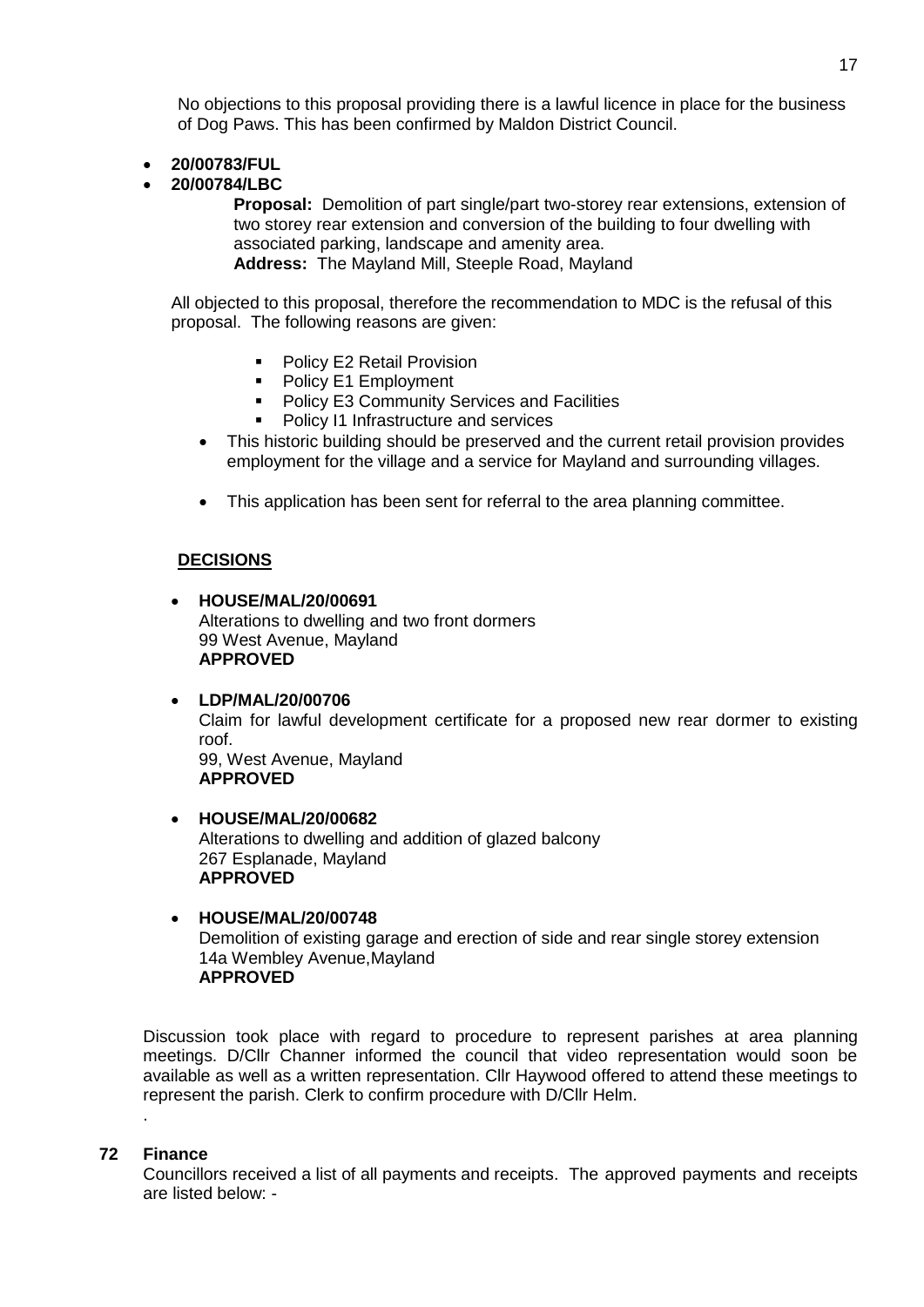No objections to this proposal providing there is a lawful licence in place for the business of Dog Paws. This has been confirmed by Maldon District Council.

- **20/00783/FUL**
- **20/00784/LBC**

  **Proposal:** Demolition of part single/part two-storey rear extensions, extension of two storey rear extension and conversion of the building to four dwelling with associated parking, landscape and amenity area.
  **Address:** The Mayland Mill, Steeple Road, Mayland

All objected to this proposal, therefore the recommendation to MDC is the refusal of this proposal. The following reasons are given:

- Policy E2 Retail Provision
- Policy E1 Employment
- Policy E3 Community Services and Facilities
- Policy I1 Infrastructure and services

- This historic building should be preserved and the current retail provision provides employment for the village and a service for Mayland and surrounding villages.
- This application has been sent for referral to the area planning committee.

**DECISIONS**

- **HOUSE/MAL/20/00691**
  Alterations to dwelling and two front dormers
  99 West Avenue, Mayland
  **APPROVED**

- **LDP/MAL/20/00706**
  Claim for lawful development certificate for a proposed new rear dormer to existing roof.
  99, West Avenue, Mayland
  **APPROVED**

- **HOUSE/MAL/20/00682**
  Alterations to dwelling and addition of glazed balcony
  267 Esplanade, Mayland
  **APPROVED**

- **HOUSE/MAL/20/00748**
  Demolition of existing garage and erection of side and rear single storey extension
  14a Wembley Avenue,Mayland
  **APPROVED**

Discussion took place with regard to procedure to represent parishes at area planning meetings. D/Cllr Channer informed the council that video representation would soon be available as well as a written representation. Cllr Haywood offered to attend these meetings to represent the parish. Clerk to confirm procedure with D/Cllr Helm.

.

## 72 Finance

Councillors received a list of all payments and receipts. The approved payments and receipts are listed below: -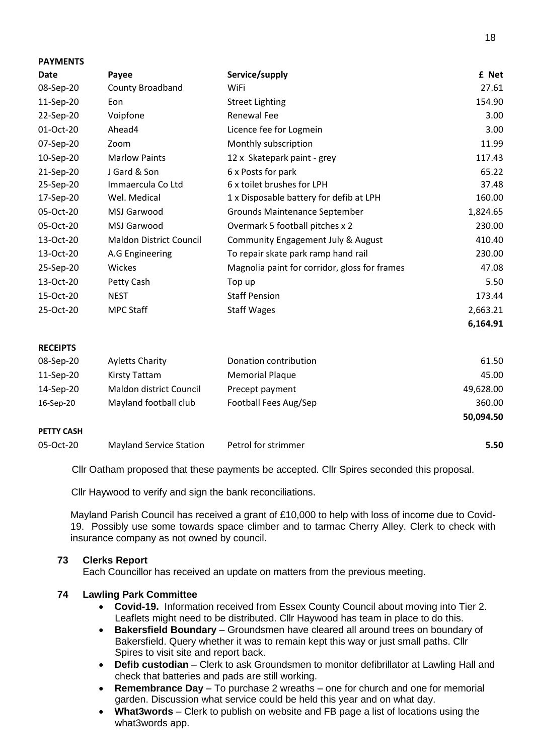**PAYMENTS**

| Date | Payee | Service/supply | £ Net |
|---|---|---|---|
| 08-Sep-20 | County Broadband | WiFi | 27.61 |
| 11-Sep-20 | Eon | Street Lighting | 154.90 |
| 22-Sep-20 | Voipfone | Renewal Fee | 3.00 |
| 01-Oct-20 | Ahead4 | Licence fee for Logmein | 3.00 |
| 07-Sep-20 | Zoom | Monthly subscription | 11.99 |
| 10-Sep-20 | Marlow Paints | 12 x Skatepark paint - grey | 117.43 |
| 21-Sep-20 | J Gard & Son | 6 x Posts for park | 65.22 |
| 25-Sep-20 | Immaercula Co Ltd | 6 x toilet brushes for LPH | 37.48 |
| 17-Sep-20 | Wel. Medical | 1 x Disposable battery for defib at LPH | 160.00 |
| 05-Oct-20 | MSJ Garwood | Grounds Maintenance September | 1,824.65 |
| 05-Oct-20 | MSJ Garwood | Overmark 5 football pitches x 2 | 230.00 |
| 13-Oct-20 | Maldon District Council | Community Engagement July & August | 410.40 |
| 13-Oct-20 | A.G Engineering | To repair skate park ramp hand rail | 230.00 |
| 25-Sep-20 | Wickes | Magnolia paint for corridor, gloss for frames | 47.08 |
| 13-Oct-20 | Petty Cash | Top up | 5.50 |
| 15-Oct-20 | NEST | Staff Pension | 173.44 |
| 25-Oct-20 | MPC Staff | Staff Wages | 2,663.21 |
| | | | **6,164.91** |

**RECEIPTS**

| | | | |
|---|---|---|---|
| 08-Sep-20 | Ayletts Charity | Donation contribution | 61.50 |
| 11-Sep-20 | Kirsty Tattam | Memorial Plaque | 45.00 |
| 14-Sep-20 | Maldon district Council | Precept payment | 49,628.00 |
| 16-Sep-20 | Mayland football club | Football Fees Aug/Sep | 360.00 |
| | | | **50,094.50** |

**PETTY CASH**

| | | | |
|---|---|---|---|
| 05-Oct-20 | Mayland Service Station | Petrol for strimmer | **5.50** |

Cllr Oatham proposed that these payments be accepted. Cllr Spires seconded this proposal.

Cllr Haywood to verify and sign the bank reconciliations.

Mayland Parish Council has received a grant of £10,000 to help with loss of income due to Covid-19. Possibly use some towards space climber and to tarmac Cherry Alley. Clerk to check with insurance company as not owned by council.

## 73 Clerks Report

Each Councillor has received an update on matters from the previous meeting.

## 74 Lawling Park Committee

- **Covid-19.** Information received from Essex County Council about moving into Tier 2. Leaflets might need to be distributed. Cllr Haywood has team in place to do this.
- **Bakersfield Boundary** – Groundsmen have cleared all around trees on boundary of Bakersfield. Query whether it was to remain kept this way or just small paths. Cllr Spires to visit site and report back.
- **Defib custodian** – Clerk to ask Groundsmen to monitor defibrillator at Lawling Hall and check that batteries and pads are still working.
- **Remembrance Day** – To purchase 2 wreaths – one for church and one for memorial garden. Discussion what service could be held this year and on what day.
- **What3words** – Clerk to publish on website and FB page a list of locations using the what3words app.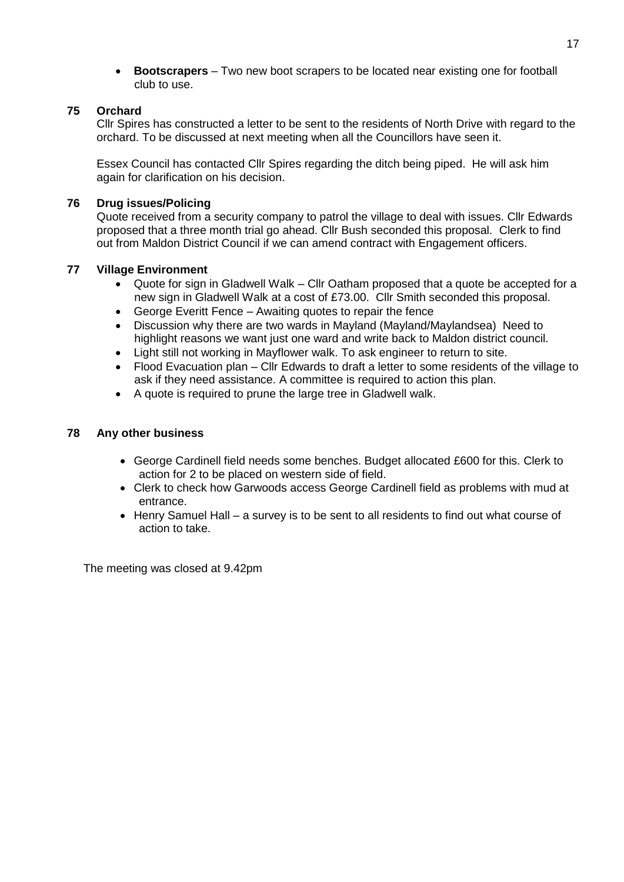- **Bootscrapers** – Two new boot scrapers to be located near existing one for football club to use.

**75 Orchard**

Cllr Spires has constructed a letter to be sent to the residents of North Drive with regard to the orchard. To be discussed at next meeting when all the Councillors have seen it.

Essex Council has contacted Cllr Spires regarding the ditch being piped. He will ask him again for clarification on his decision.

**76 Drug issues/Policing**

Quote received from a security company to patrol the village to deal with issues. Cllr Edwards proposed that a three month trial go ahead. Cllr Bush seconded this proposal. Clerk to find out from Maldon District Council if we can amend contract with Engagement officers.

**77 Village Environment**

- Quote for sign in Gladwell Walk – Cllr Oatham proposed that a quote be accepted for a new sign in Gladwell Walk at a cost of £73.00. Cllr Smith seconded this proposal.
- George Everitt Fence – Awaiting quotes to repair the fence
- Discussion why there are two wards in Mayland (Mayland/Maylandsea) Need to highlight reasons we want just one ward and write back to Maldon district council.
- Light still not working in Mayflower walk. To ask engineer to return to site.
- Flood Evacuation plan – Cllr Edwards to draft a letter to some residents of the village to ask if they need assistance. A committee is required to action this plan.
- A quote is required to prune the large tree in Gladwell walk.

**78 Any other business**

- George Cardinell field needs some benches. Budget allocated £600 for this. Clerk to action for 2 to be placed on western side of field.
- Clerk to check how Garwoods access George Cardinell field as problems with mud at entrance.
- Henry Samuel Hall – a survey is to be sent to all residents to find out what course of action to take.

The meeting was closed at 9.42pm